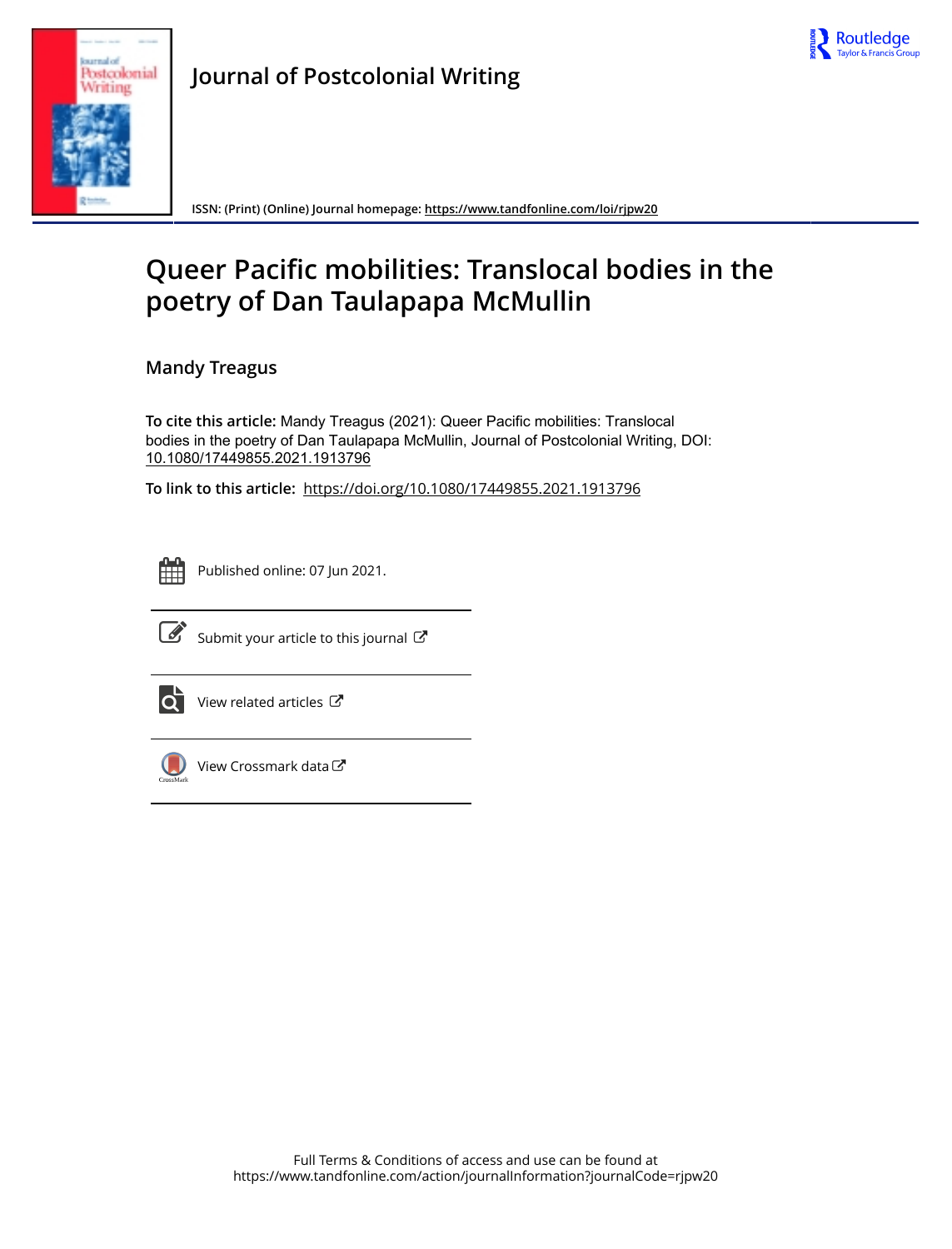Journal of Postcolonial Writing

ISSN: (Print) (Online) Journal homepage: https://www.tandfonline.com/loi/rjpw20

# Queer Pacific mobilities: Translocal bodies in the poetry of Dan Taulapapa McMullin

**Mandy Treagus**

**To cite this article:** Mandy Treagus (2021): Queer Pacific mobilities: Translocal bodies in the poetry of Dan Taulapapa McMullin, Journal of Postcolonial Writing, DOI: 10.1080/17449855.2021.1913796

**To link to this article:** https://doi.org/10.1080/17449855.2021.1913796

Published online: 07 Jun 2021.

Submit your article to this journal

View related articles

View Crossmark data

Full Terms & Conditions of access and use can be found at
https://www.tandfonline.com/action/journalInformation?journalCode=rjpw20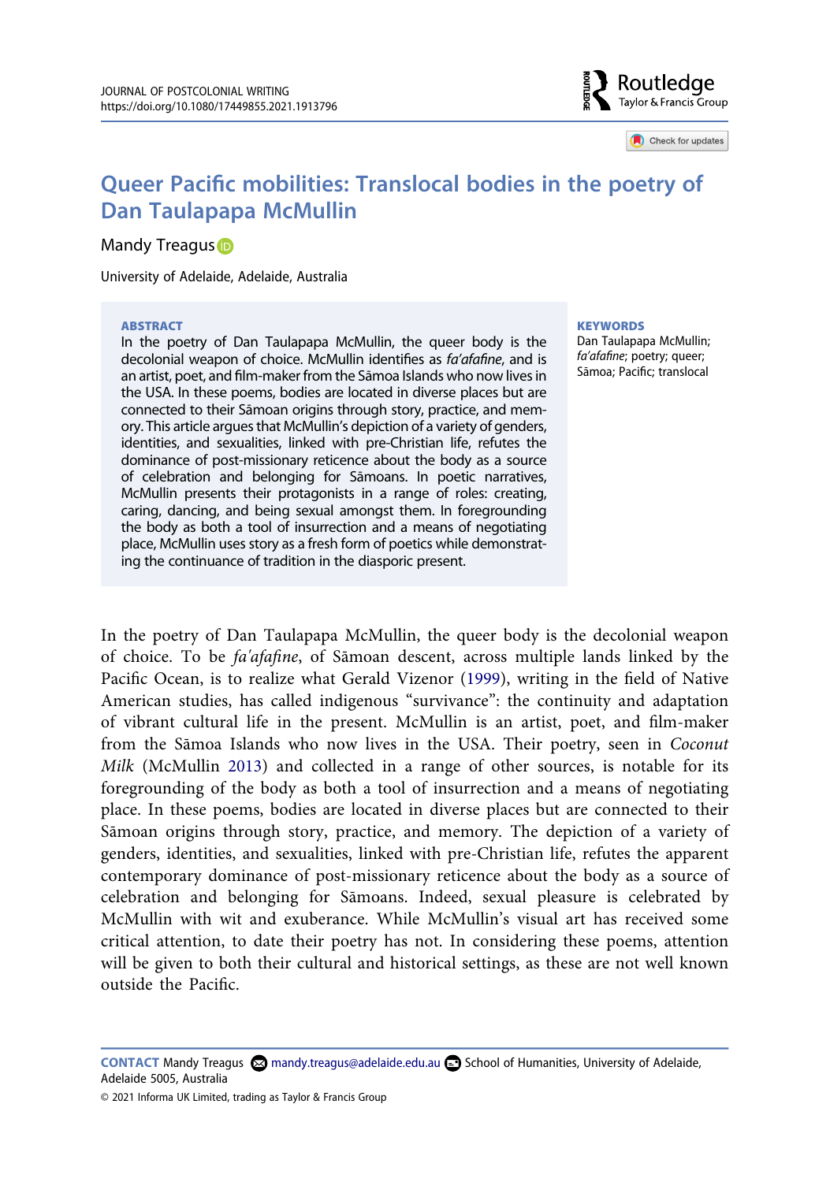# Queer Pacific mobilities: Translocal bodies in the poetry of Dan Taulapapa McMullin

Mandy Treagus

University of Adelaide, Adelaide, Australia

**ABSTRACT**

In the poetry of Dan Taulapapa McMullin, the queer body is the decolonial weapon of choice. McMullin identifies as *fa'afafine*, and is an artist, poet, and film-maker from the Sāmoa Islands who now lives in the USA. In these poems, bodies are located in diverse places but are connected to their Sāmoan origins through story, practice, and memory. This article argues that McMullin's depiction of a variety of genders, identities, and sexualities, linked with pre-Christian life, refutes the dominance of post-missionary reticence about the body as a source of celebration and belonging for Sāmoans. In poetic narratives, McMullin presents their protagonists in a range of roles: creating, caring, dancing, and being sexual amongst them. In foregrounding the body as both a tool of insurrection and a means of negotiating place, McMullin uses story as a fresh form of poetics while demonstrating the continuance of tradition in the diasporic present.

**KEYWORDS**

Dan Taulapapa McMullin; *fa'afafine*; poetry; queer; Sāmoa; Pacific; translocal

In the poetry of Dan Taulapapa McMullin, the queer body is the decolonial weapon of choice. To be *fa'afafine*, of Sāmoan descent, across multiple lands linked by the Pacific Ocean, is to realize what Gerald Vizenor (1999), writing in the field of Native American studies, has called indigenous "survivance": the continuity and adaptation of vibrant cultural life in the present. McMullin is an artist, poet, and film-maker from the Sāmoa Islands who now lives in the USA. Their poetry, seen in *Coconut Milk* (McMullin 2013) and collected in a range of other sources, is notable for its foregrounding of the body as both a tool of insurrection and a means of negotiating place. In these poems, bodies are located in diverse places but are connected to their Sāmoan origins through story, practice, and memory. The depiction of a variety of genders, identities, and sexualities, linked with pre-Christian life, refutes the apparent contemporary dominance of post-missionary reticence about the body as a source of celebration and belonging for Sāmoans. Indeed, sexual pleasure is celebrated by McMullin with wit and exuberance. While McMullin's visual art has received some critical attention, to date their poetry has not. In considering these poems, attention will be given to both their cultural and historical settings, as these are not well known outside the Pacific.

**CONTACT** Mandy Treagus mandy.treagus@adelaide.edu.au School of Humanities, University of Adelaide, Adelaide 5005, Australia

© 2021 Informa UK Limited, trading as Taylor & Francis Group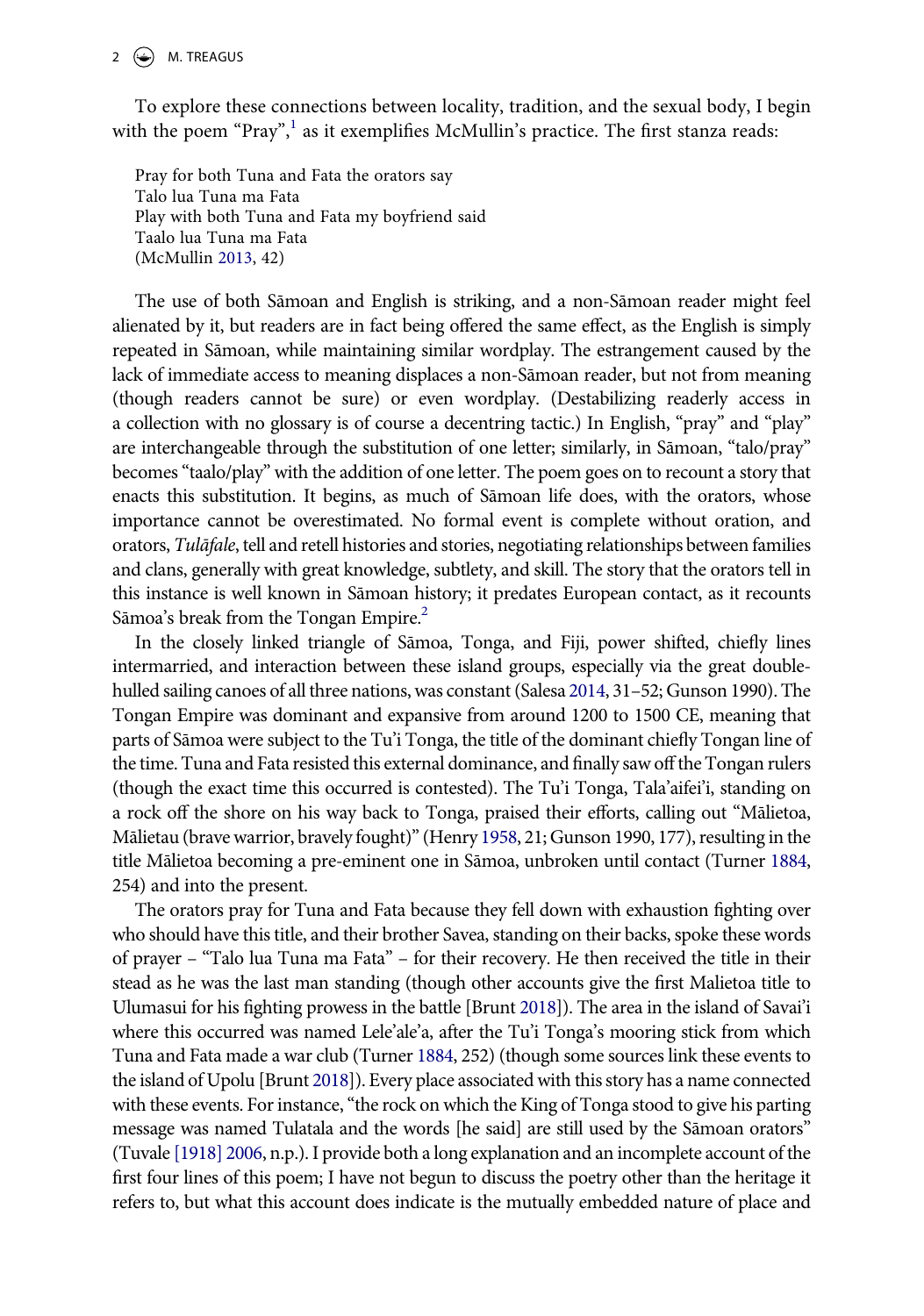To explore these connections between locality, tradition, and the sexual body, I begin with the poem "Pray",[1] as it exemplifies McMullin's practice. The first stanza reads:

> Pray for both Tuna and Fata the orators say
> Talo lua Tuna ma Fata
> Play with both Tuna and Fata my boyfriend said
> Taalo lua Tuna ma Fata
> (McMullin 2013, 42)

The use of both Sāmoan and English is striking, and a non-Sāmoan reader might feel alienated by it, but readers are in fact being offered the same effect, as the English is simply repeated in Sāmoan, while maintaining similar wordplay. The estrangement caused by the lack of immediate access to meaning displaces a non-Sāmoan reader, but not from meaning (though readers cannot be sure) or even wordplay. (Destabilizing readerly access in a collection with no glossary is of course a decentring tactic.) In English, "pray" and "play" are interchangeable through the substitution of one letter; similarly, in Sāmoan, "talo/pray" becomes "taalo/play" with the addition of one letter. The poem goes on to recount a story that enacts this substitution. It begins, as much of Sāmoan life does, with the orators, whose importance cannot be overestimated. No formal event is complete without oration, and orators, *Tulāfale*, tell and retell histories and stories, negotiating relationships between families and clans, generally with great knowledge, subtlety, and skill. The story that the orators tell in this instance is well known in Sāmoan history; it predates European contact, as it recounts Sāmoa's break from the Tongan Empire.[2]

In the closely linked triangle of Sāmoa, Tonga, and Fiji, power shifted, chiefly lines intermarried, and interaction between these island groups, especially via the great double-hulled sailing canoes of all three nations, was constant (Salesa 2014, 31–52; Gunson 1990). The Tongan Empire was dominant and expansive from around 1200 to 1500 CE, meaning that parts of Sāmoa were subject to the Tu'i Tonga, the title of the dominant chiefly Tongan line of the time. Tuna and Fata resisted this external dominance, and finally saw off the Tongan rulers (though the exact time this occurred is contested). The Tu'i Tonga, Tala'aifei'i, standing on a rock off the shore on his way back to Tonga, praised their efforts, calling out "Mālietoa, Mālietau (brave warrior, bravely fought)" (Henry 1958, 21; Gunson 1990, 177), resulting in the title Mālietoa becoming a pre-eminent one in Sāmoa, unbroken until contact (Turner 1884, 254) and into the present.

The orators pray for Tuna and Fata because they fell down with exhaustion fighting over who should have this title, and their brother Savea, standing on their backs, spoke these words of prayer – "Talo lua Tuna ma Fata" – for their recovery. He then received the title in their stead as he was the last man standing (though other accounts give the first Malietoa title to Ulumasui for his fighting prowess in the battle [Brunt 2018]). The area in the island of Savai'i where this occurred was named Lele'ale'a, after the Tu'i Tonga's mooring stick from which Tuna and Fata made a war club (Turner 1884, 252) (though some sources link these events to the island of Upolu [Brunt 2018]). Every place associated with this story has a name connected with these events. For instance, "the rock on which the King of Tonga stood to give his parting message was named Tulatala and the words [he said] are still used by the Sāmoan orators" (Tuvale [1918] 2006, n.p.). I provide both a long explanation and an incomplete account of the first four lines of this poem; I have not begun to discuss the poetry other than the heritage it refers to, but what this account does indicate is the mutually embedded nature of place and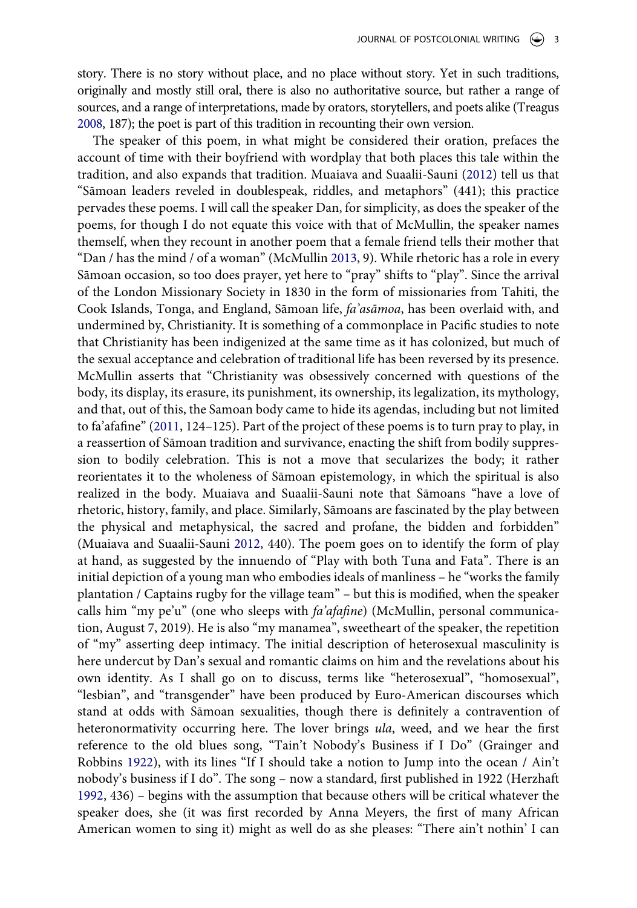story. There is no story without place, and no place without story. Yet in such traditions, originally and mostly still oral, there is also no authoritative source, but rather a range of sources, and a range of interpretations, made by orators, storytellers, and poets alike (Treagus 2008, 187); the poet is part of this tradition in recounting their own version.

The speaker of this poem, in what might be considered their oration, prefaces the account of time with their boyfriend with wordplay that both places this tale within the tradition, and also expands that tradition. Muaiava and Suaalii-Sauni (2012) tell us that "Sāmoan leaders reveled in doublespeak, riddles, and metaphors" (441); this practice pervades these poems. I will call the speaker Dan, for simplicity, as does the speaker of the poems, for though I do not equate this voice with that of McMullin, the speaker names themself, when they recount in another poem that a female friend tells their mother that "Dan / has the mind / of a woman" (McMullin 2013, 9). While rhetoric has a role in every Sāmoan occasion, so too does prayer, yet here to "pray" shifts to "play". Since the arrival of the London Missionary Society in 1830 in the form of missionaries from Tahiti, the Cook Islands, Tonga, and England, Sāmoan life, *fa'asāmoa*, has been overlaid with, and undermined by, Christianity. It is something of a commonplace in Pacific studies to note that Christianity has been indigenized at the same time as it has colonized, but much of the sexual acceptance and celebration of traditional life has been reversed by its presence. McMullin asserts that "Christianity was obsessively concerned with questions of the body, its display, its erasure, its punishment, its ownership, its legalization, its mythology, and that, out of this, the Samoan body came to hide its agendas, including but not limited to fa'afafine" (2011, 124–125). Part of the project of these poems is to turn pray to play, in a reassertion of Sāmoan tradition and survivance, enacting the shift from bodily suppression to bodily celebration. This is not a move that secularizes the body; it rather reorientates it to the wholeness of Sāmoan epistemology, in which the spiritual is also realized in the body. Muaiava and Suaalii-Sauni note that Sāmoans "have a love of rhetoric, history, family, and place. Similarly, Sāmoans are fascinated by the play between the physical and metaphysical, the sacred and profane, the bidden and forbidden" (Muaiava and Suaalii-Sauni 2012, 440). The poem goes on to identify the form of play at hand, as suggested by the innuendo of "Play with both Tuna and Fata". There is an initial depiction of a young man who embodies ideals of manliness – he "works the family plantation / Captains rugby for the village team" – but this is modified, when the speaker calls him "my pe'u" (one who sleeps with *fa'afafine*) (McMullin, personal communication, August 7, 2019). He is also "my manamea", sweetheart of the speaker, the repetition of "my" asserting deep intimacy. The initial description of heterosexual masculinity is here undercut by Dan's sexual and romantic claims on him and the revelations about his own identity. As I shall go on to discuss, terms like "heterosexual", "homosexual", "lesbian", and "transgender" have been produced by Euro-American discourses which stand at odds with Sāmoan sexualities, though there is definitely a contravention of heteronormativity occurring here. The lover brings *ula*, weed, and we hear the first reference to the old blues song, "Tain't Nobody's Business if I Do" (Grainger and Robbins 1922), with its lines "If I should take a notion to Jump into the ocean / Ain't nobody's business if I do". The song – now a standard, first published in 1922 (Herzhaft 1992, 436) – begins with the assumption that because others will be critical whatever the speaker does, she (it was first recorded by Anna Meyers, the first of many African American women to sing it) might as well do as she pleases: "There ain't nothin' I can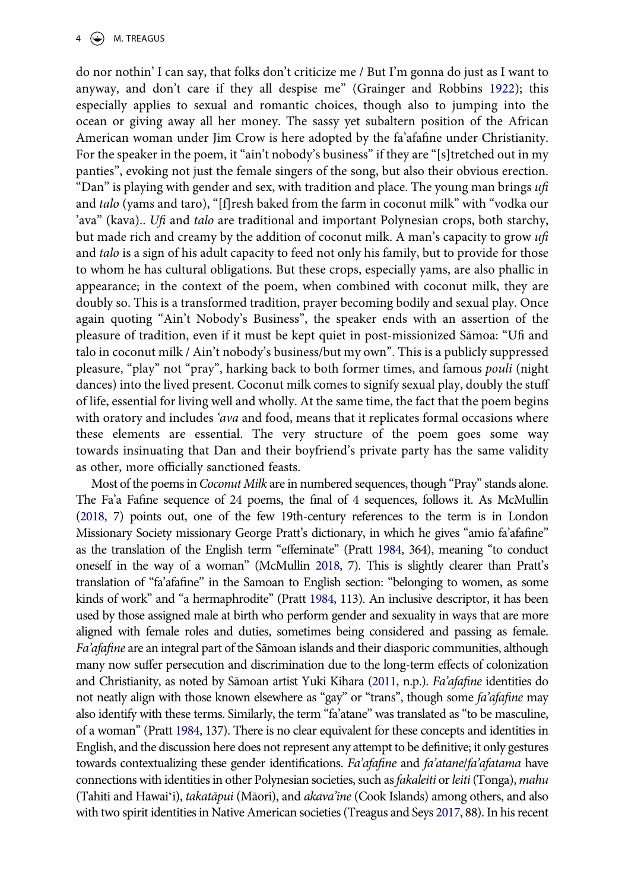do nor nothin' I can say, that folks don't criticize me / But I'm gonna do just as I want to anyway, and don't care if they all despise me" (Grainger and Robbins 1922); this especially applies to sexual and romantic choices, though also to jumping into the ocean or giving away all her money. The sassy yet subaltern position of the African American woman under Jim Crow is here adopted by the fa'afafine under Christianity. For the speaker in the poem, it "ain't nobody's business" if they are "[s]tretched out in my panties", evoking not just the female singers of the song, but also their obvious erection. "Dan" is playing with gender and sex, with tradition and place. The young man brings *ufi* and *talo* (yams and taro), "[f]resh baked from the farm in coconut milk" with "vodka our 'ava" (kava).. *Ufi* and *talo* are traditional and important Polynesian crops, both starchy, but made rich and creamy by the addition of coconut milk. A man's capacity to grow *ufi* and *talo* is a sign of his adult capacity to feed not only his family, but to provide for those to whom he has cultural obligations. But these crops, especially yams, are also phallic in appearance; in the context of the poem, when combined with coconut milk, they are doubly so. This is a transformed tradition, prayer becoming bodily and sexual play. Once again quoting "Ain't Nobody's Business", the speaker ends with an assertion of the pleasure of tradition, even if it must be kept quiet in post-missionized Sāmoa: "Ufi and talo in coconut milk / Ain't nobody's business/but my own". This is a publicly suppressed pleasure, "play" not "pray", harking back to both former times, and famous *pouli* (night dances) into the lived present. Coconut milk comes to signify sexual play, doubly the stuff of life, essential for living well and wholly. At the same time, the fact that the poem begins with oratory and includes *'ava* and food, means that it replicates formal occasions where these elements are essential. The very structure of the poem goes some way towards insinuating that Dan and their boyfriend's private party has the same validity as other, more officially sanctioned feasts.

Most of the poems in *Coconut Milk* are in numbered sequences, though "Pray" stands alone. The Fa'a Fafine sequence of 24 poems, the final of 4 sequences, follows it. As McMullin (2018, 7) points out, one of the few 19th-century references to the term is in London Missionary Society missionary George Pratt's dictionary, in which he gives "amio fa'afafine" as the translation of the English term "effeminate" (Pratt 1984, 364), meaning "to conduct oneself in the way of a woman" (McMullin 2018, 7). This is slightly clearer than Pratt's translation of "fa'afafine" in the Samoan to English section: "belonging to women, as some kinds of work" and "a hermaphrodite" (Pratt 1984, 113). An inclusive descriptor, it has been used by those assigned male at birth who perform gender and sexuality in ways that are more aligned with female roles and duties, sometimes being considered and passing as female. *Fa'afafine* are an integral part of the Sāmoan islands and their diasporic communities, although many now suffer persecution and discrimination due to the long-term effects of colonization and Christianity, as noted by Sāmoan artist Yuki Kihara (2011, n.p.). *Fa'afafine* identities do not neatly align with those known elsewhere as "gay" or "trans", though some *fa'afafine* may also identify with these terms. Similarly, the term "fa'atane" was translated as "to be masculine, of a woman" (Pratt 1984, 137). There is no clear equivalent for these concepts and identities in English, and the discussion here does not represent any attempt to be definitive; it only gestures towards contextualizing these gender identifications. *Fa'afafine* and *fa'atane/fa'afatama* have connections with identities in other Polynesian societies, such as *fakaleiti* or *leiti* (Tonga), *mahu* (Tahiti and Hawai'i), *takatāpui* (Māori), and *akava'ine* (Cook Islands) among others, and also with two spirit identities in Native American societies (Treagus and Seys 2017, 88). In his recent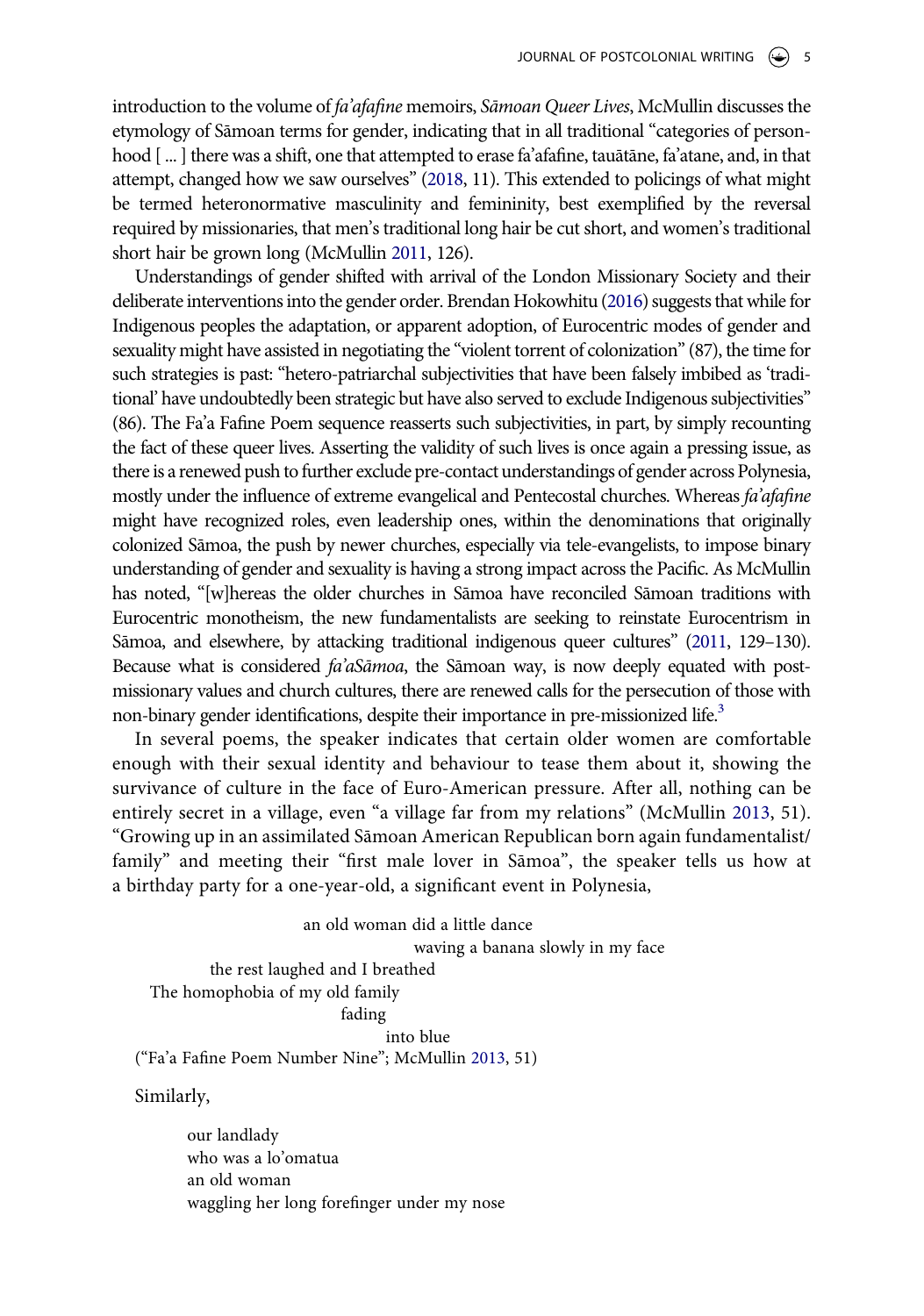introduction to the volume of *fa'afafine* memoirs, *Sāmoan Queer Lives*, McMullin discusses the etymology of Sāmoan terms for gender, indicating that in all traditional "categories of personhood [ … ] there was a shift, one that attempted to erase fa'afafine, tauātāne, fa'atane, and, in that attempt, changed how we saw ourselves" (2018, 11). This extended to policings of what might be termed heteronormative masculinity and femininity, best exemplified by the reversal required by missionaries, that men's traditional long hair be cut short, and women's traditional short hair be grown long (McMullin 2011, 126).

Understandings of gender shifted with arrival of the London Missionary Society and their deliberate interventions into the gender order. Brendan Hokowhitu (2016) suggests that while for Indigenous peoples the adaptation, or apparent adoption, of Eurocentric modes of gender and sexuality might have assisted in negotiating the "violent torrent of colonization" (87), the time for such strategies is past: "hetero-patriarchal subjectivities that have been falsely imbibed as 'traditional' have undoubtedly been strategic but have also served to exclude Indigenous subjectivities" (86). The Fa'a Fafine Poem sequence reasserts such subjectivities, in part, by simply recounting the fact of these queer lives. Asserting the validity of such lives is once again a pressing issue, as there is a renewed push to further exclude pre-contact understandings of gender across Polynesia, mostly under the influence of extreme evangelical and Pentecostal churches. Whereas *fa'afafine* might have recognized roles, even leadership ones, within the denominations that originally colonized Sāmoa, the push by newer churches, especially via tele-evangelists, to impose binary understanding of gender and sexuality is having a strong impact across the Pacific. As McMullin has noted, "[w]hereas the older churches in Sāmoa have reconciled Sāmoan traditions with Eurocentric monotheism, the new fundamentalists are seeking to reinstate Eurocentrism in Sāmoa, and elsewhere, by attacking traditional indigenous queer cultures" (2011, 129–130). Because what is considered *fa'aSāmoa*, the Sāmoan way, is now deeply equated with post-missionary values and church cultures, there are renewed calls for the persecution of those with non-binary gender identifications, despite their importance in pre-missionized life.[3]

In several poems, the speaker indicates that certain older women are comfortable enough with their sexual identity and behaviour to tease them about it, showing the survivance of culture in the face of Euro-American pressure. After all, nothing can be entirely secret in a village, even "a village far from my relations" (McMullin 2013, 51). "Growing up in an assimilated Sāmoan American Republican born again fundamentalist/ family" and meeting their "first male lover in Sāmoa", the speaker tells us how at a birthday party for a one-year-old, a significant event in Polynesia,

> an old woman did a little dance
> waving a banana slowly in my face
> the rest laughed and I breathed
> The homophobia of my old family
> fading
> into blue

("Fa'a Fafine Poem Number Nine"; McMullin 2013, 51)

Similarly,

> our landlady
> who was a lo'omatua
> an old woman
> waggling her long forefinger under my nose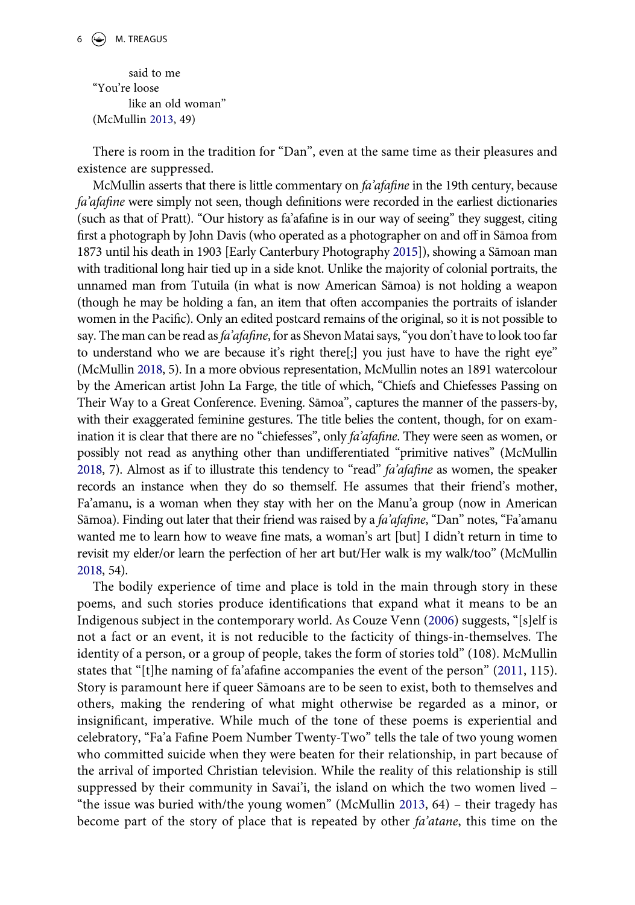said to me
"You're loose
like an old woman"
(McMullin 2013, 49)

There is room in the tradition for "Dan", even at the same time as their pleasures and existence are suppressed.

McMullin asserts that there is little commentary on *fa'afafine* in the 19th century, because *fa'afafine* were simply not seen, though definitions were recorded in the earliest dictionaries (such as that of Pratt). "Our history as fa'afafine is in our way of seeing" they suggest, citing first a photograph by John Davis (who operated as a photographer on and off in Sāmoa from 1873 until his death in 1903 [Early Canterbury Photography 2015]), showing a Sāmoan man with traditional long hair tied up in a side knot. Unlike the majority of colonial portraits, the unnamed man from Tutuila (in what is now American Sāmoa) is not holding a weapon (though he may be holding a fan, an item that often accompanies the portraits of islander women in the Pacific). Only an edited postcard remains of the original, so it is not possible to say. The man can be read as *fa'afafine*, for as Shevon Matai says, "you don't have to look too far to understand who we are because it's right there[;] you just have to have the right eye" (McMullin 2018, 5). In a more obvious representation, McMullin notes an 1891 watercolour by the American artist John La Farge, the title of which, "Chiefs and Chiefesses Passing on Their Way to a Great Conference. Evening. Sāmoa", captures the manner of the passers-by, with their exaggerated feminine gestures. The title belies the content, though, for on examination it is clear that there are no "chiefesses", only *fa'afafine*. They were seen as women, or possibly not read as anything other than undifferentiated "primitive natives" (McMullin 2018, 7). Almost as if to illustrate this tendency to "read" *fa'afafine* as women, the speaker records an instance when they do so themself. He assumes that their friend's mother, Fa'amanu, is a woman when they stay with her on the Manu'a group (now in American Sāmoa). Finding out later that their friend was raised by a *fa'afafine*, "Dan" notes, "Fa'amanu wanted me to learn how to weave fine mats, a woman's art [but] I didn't return in time to revisit my elder/or learn the perfection of her art but/Her walk is my walk/too" (McMullin 2018, 54).

The bodily experience of time and place is told in the main through story in these poems, and such stories produce identifications that expand what it means to be an Indigenous subject in the contemporary world. As Couze Venn (2006) suggests, "[s]elf is not a fact or an event, it is not reducible to the facticity of things-in-themselves. The identity of a person, or a group of people, takes the form of stories told" (108). McMullin states that "[t]he naming of fa'afafine accompanies the event of the person" (2011, 115). Story is paramount here if queer Sāmoans are to be seen to exist, both to themselves and others, making the rendering of what might otherwise be regarded as a minor, or insignificant, imperative. While much of the tone of these poems is experiential and celebratory, "Fa'a Fafine Poem Number Twenty-Two" tells the tale of two young women who committed suicide when they were beaten for their relationship, in part because of the arrival of imported Christian television. While the reality of this relationship is still suppressed by their community in Savai'i, the island on which the two women lived – "the issue was buried with/the young women" (McMullin 2013, 64) – their tragedy has become part of the story of place that is repeated by other *fa'atane*, this time on the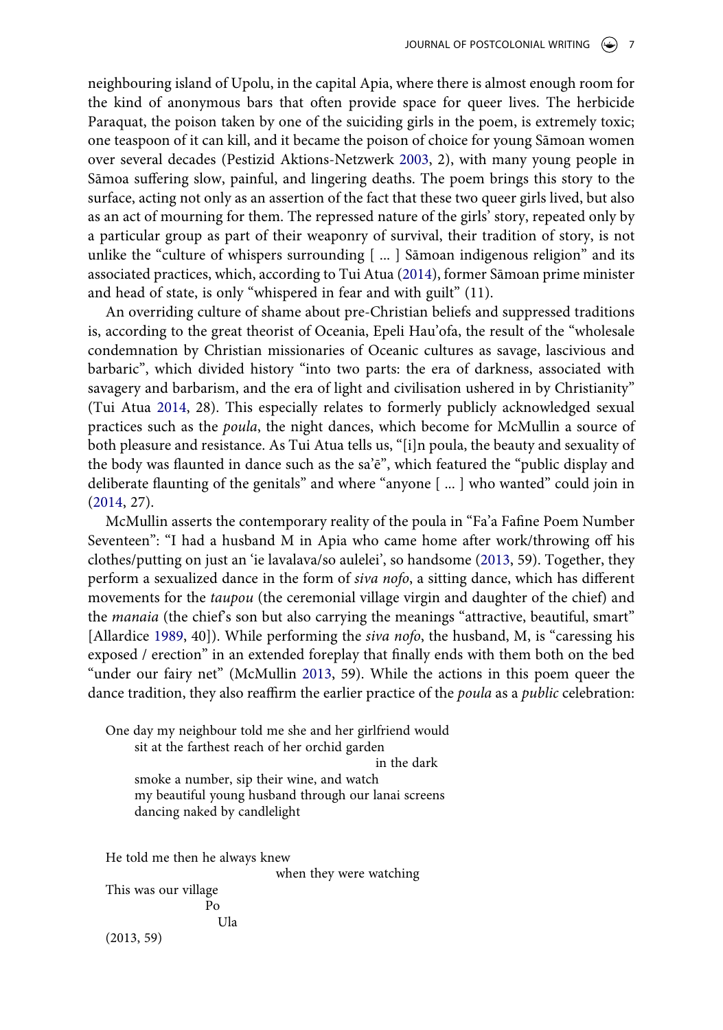neighbouring island of Upolu, in the capital Apia, where there is almost enough room for the kind of anonymous bars that often provide space for queer lives. The herbicide Paraquat, the poison taken by one of the suiciding girls in the poem, is extremely toxic; one teaspoon of it can kill, and it became the poison of choice for young Sāmoan women over several decades (Pestizid Aktions-Netzwerk 2003, 2), with many young people in Sāmoa suffering slow, painful, and lingering deaths. The poem brings this story to the surface, acting not only as an assertion of the fact that these two queer girls lived, but also as an act of mourning for them. The repressed nature of the girls' story, repeated only by a particular group as part of their weaponry of survival, their tradition of story, is not unlike the "culture of whispers surrounding [ … ] Sāmoan indigenous religion" and its associated practices, which, according to Tui Atua (2014), former Sāmoan prime minister and head of state, is only "whispered in fear and with guilt" (11).

An overriding culture of shame about pre-Christian beliefs and suppressed traditions is, according to the great theorist of Oceania, Epeli Hau'ofa, the result of the "wholesale condemnation by Christian missionaries of Oceanic cultures as savage, lascivious and barbaric", which divided history "into two parts: the era of darkness, associated with savagery and barbarism, and the era of light and civilisation ushered in by Christianity" (Tui Atua 2014, 28). This especially relates to formerly publicly acknowledged sexual practices such as the *poula*, the night dances, which become for McMullin a source of both pleasure and resistance. As Tui Atua tells us, "[i]n poula, the beauty and sexuality of the body was flaunted in dance such as the sa'ē", which featured the "public display and deliberate flaunting of the genitals" and where "anyone [ … ] who wanted" could join in (2014, 27).

McMullin asserts the contemporary reality of the poula in "Fa'a Fafine Poem Number Seventeen": "I had a husband M in Apia who came home after work/throwing off his clothes/putting on just an 'ie lavalava/so aulelei', so handsome (2013, 59). Together, they perform a sexualized dance in the form of *siva nofo*, a sitting dance, which has different movements for the *taupou* (the ceremonial village virgin and daughter of the chief) and the *manaia* (the chief's son but also carrying the meanings "attractive, beautiful, smart" [Allardice 1989, 40]). While performing the *siva nofo*, the husband, M, is "caressing his exposed / erection" in an extended foreplay that finally ends with them both on the bed "under our fairy net" (McMullin 2013, 59). While the actions in this poem queer the dance tradition, they also reaffirm the earlier practice of the *poula* as a *public* celebration:

> One day my neighbour told me she and her girlfriend would
> sit at the farthest reach of her orchid garden
> in the dark
> smoke a number, sip their wine, and watch
> my beautiful young husband through our lanai screens
> dancing naked by candlelight
>
> He told me then he always knew
> when they were watching
> This was our village
> Po
> Ula
>
> (2013, 59)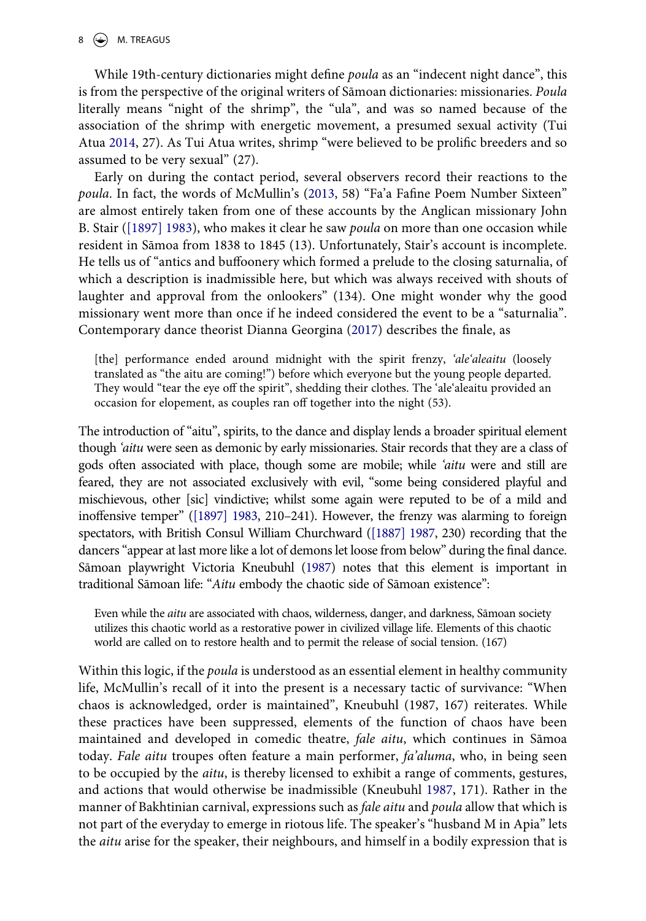While 19th-century dictionaries might define *poula* as an "indecent night dance", this is from the perspective of the original writers of Sāmoan dictionaries: missionaries. *Poula* literally means "night of the shrimp", the "ula", and was so named because of the association of the shrimp with energetic movement, a presumed sexual activity (Tui Atua 2014, 27). As Tui Atua writes, shrimp "were believed to be prolific breeders and so assumed to be very sexual" (27).

Early on during the contact period, several observers record their reactions to the *poula*. In fact, the words of McMullin's (2013, 58) "Fa'a Fafine Poem Number Sixteen" are almost entirely taken from one of these accounts by the Anglican missionary John B. Stair ([1897] 1983), who makes it clear he saw *poula* on more than one occasion while resident in Sāmoa from 1838 to 1845 (13). Unfortunately, Stair's account is incomplete. He tells us of "antics and buffoonery which formed a prelude to the closing saturnalia, of which a description is inadmissible here, but which was always received with shouts of laughter and approval from the onlookers" (134). One might wonder why the good missionary went more than once if he indeed considered the event to be a "saturnalia". Contemporary dance theorist Dianna Georgina (2017) describes the finale, as

> [the] performance ended around midnight with the spirit frenzy, *'ale'aleaitu* (loosely translated as "the aitu are coming!") before which everyone but the young people departed. They would "tear the eye off the spirit", shedding their clothes. The 'ale'aleaitu provided an occasion for elopement, as couples ran off together into the night (53).

The introduction of "aitu", spirits, to the dance and display lends a broader spiritual element though *'aitu* were seen as demonic by early missionaries. Stair records that they are a class of gods often associated with place, though some are mobile; while *'aitu* were and still are feared, they are not associated exclusively with evil, "some being considered playful and mischievous, other [sic] vindictive; whilst some again were reputed to be of a mild and inoffensive temper" ([1897] 1983, 210–241). However, the frenzy was alarming to foreign spectators, with British Consul William Churchward ([1887] 1987, 230) recording that the dancers "appear at last more like a lot of demons let loose from below" during the final dance. Sāmoan playwright Victoria Kneubuhl (1987) notes that this element is important in traditional Sāmoan life: "*Aitu* embody the chaotic side of Sāmoan existence":

> Even while the *aitu* are associated with chaos, wilderness, danger, and darkness, Sāmoan society utilizes this chaotic world as a restorative power in civilized village life. Elements of this chaotic world are called on to restore health and to permit the release of social tension. (167)

Within this logic, if the *poula* is understood as an essential element in healthy community life, McMullin's recall of it into the present is a necessary tactic of survivance: "When chaos is acknowledged, order is maintained", Kneubuhl (1987, 167) reiterates. While these practices have been suppressed, elements of the function of chaos have been maintained and developed in comedic theatre, *fale aitu*, which continues in Sāmoa today. *Fale aitu* troupes often feature a main performer, *fa'aluma*, who, in being seen to be occupied by the *aitu*, is thereby licensed to exhibit a range of comments, gestures, and actions that would otherwise be inadmissible (Kneubuhl 1987, 171). Rather in the manner of Bakhtinian carnival, expressions such as *fale aitu* and *poula* allow that which is not part of the everyday to emerge in riotous life. The speaker's "husband M in Apia" lets the *aitu* arise for the speaker, their neighbours, and himself in a bodily expression that is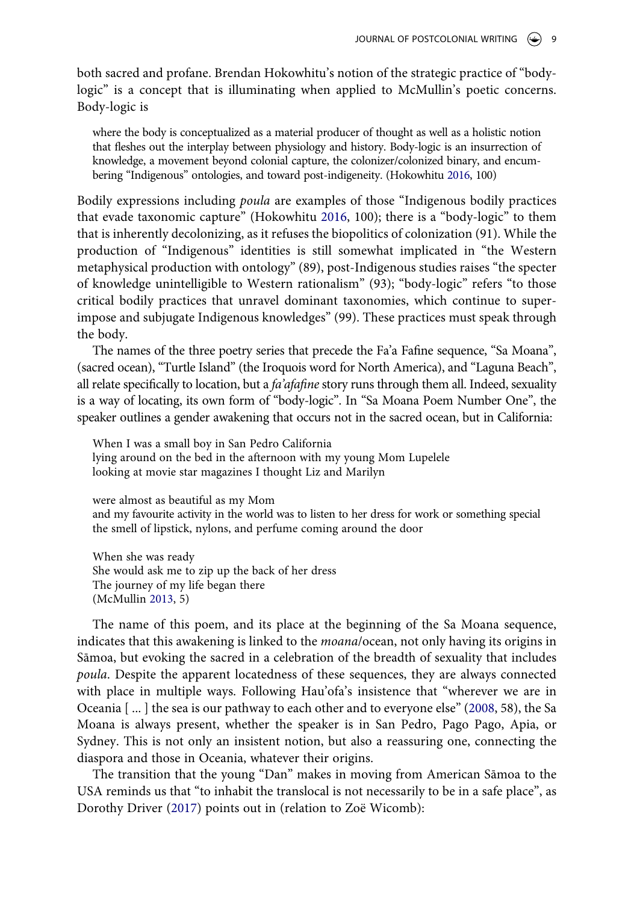both sacred and profane. Brendan Hokowhitu's notion of the strategic practice of "body-logic" is a concept that is illuminating when applied to McMullin's poetic concerns. Body-logic is

> where the body is conceptualized as a material producer of thought as well as a holistic notion that fleshes out the interplay between physiology and history. Body-logic is an insurrection of knowledge, a movement beyond colonial capture, the colonizer/colonized binary, and encumbering "Indigenous" ontologies, and toward post-indigeneity. (Hokowhitu 2016, 100)

Bodily expressions including *poula* are examples of those "Indigenous bodily practices that evade taxonomic capture" (Hokowhitu 2016, 100); there is a "body-logic" to them that is inherently decolonizing, as it refuses the biopolitics of colonization (91). While the production of "Indigenous" identities is still somewhat implicated in "the Western metaphysical production with ontology" (89), post-Indigenous studies raises "the specter of knowledge unintelligible to Western rationalism" (93); "body-logic" refers "to those critical bodily practices that unravel dominant taxonomies, which continue to superimpose and subjugate Indigenous knowledges" (99). These practices must speak through the body.

The names of the three poetry series that precede the Fa'a Fafine sequence, "Sa Moana", (sacred ocean), "Turtle Island" (the Iroquois word for North America), and "Laguna Beach", all relate specifically to location, but a *fa'afafine* story runs through them all. Indeed, sexuality is a way of locating, its own form of "body-logic". In "Sa Moana Poem Number One", the speaker outlines a gender awakening that occurs not in the sacred ocean, but in California:

> When I was a small boy in San Pedro California
> lying around on the bed in the afternoon with my young Mom Lupelele
> looking at movie star magazines I thought Liz and Marilyn
>
> were almost as beautiful as my Mom
> and my favourite activity in the world was to listen to her dress for work or something special
> the smell of lipstick, nylons, and perfume coming around the door
>
> When she was ready
> She would ask me to zip up the back of her dress
> The journey of my life began there
> (McMullin 2013, 5)

The name of this poem, and its place at the beginning of the Sa Moana sequence, indicates that this awakening is linked to the *moana*/ocean, not only having its origins in Sāmoa, but evoking the sacred in a celebration of the breadth of sexuality that includes *poula*. Despite the apparent locatedness of these sequences, they are always connected with place in multiple ways. Following Hau'ofa's insistence that "wherever we are in Oceania [ ... ] the sea is our pathway to each other and to everyone else" (2008, 58), the Sa Moana is always present, whether the speaker is in San Pedro, Pago Pago, Apia, or Sydney. This is not only an insistent notion, but also a reassuring one, connecting the diaspora and those in Oceania, whatever their origins.

The transition that the young "Dan" makes in moving from American Sāmoa to the USA reminds us that "to inhabit the translocal is not necessarily to be in a safe place", as Dorothy Driver (2017) points out in (relation to Zoë Wicomb):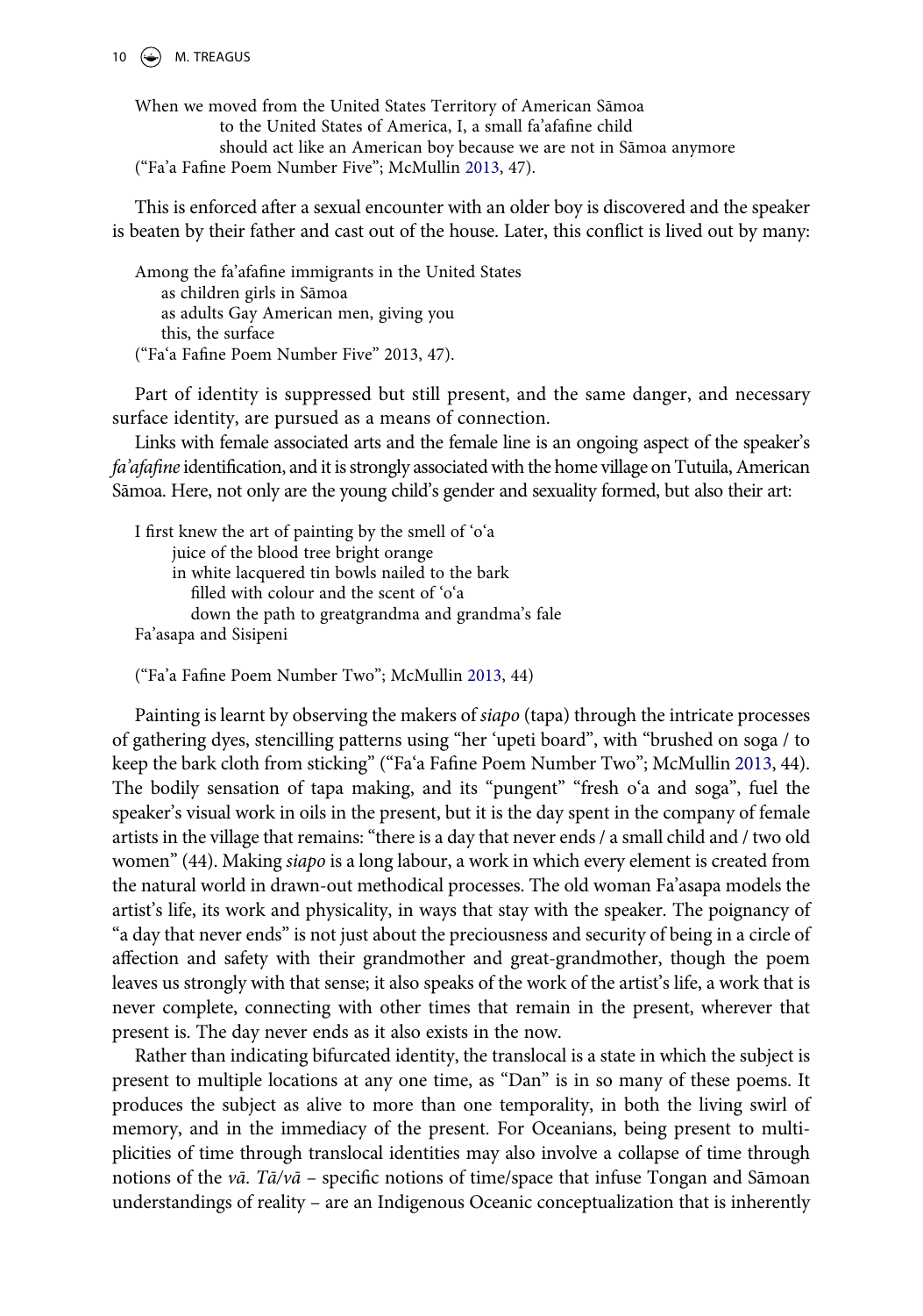When we moved from the United States Territory of American Sāmoa
to the United States of America, I, a small fa'afafine child
should act like an American boy because we are not in Sāmoa anymore
("Fa'a Fafine Poem Number Five"; McMullin 2013, 47).

This is enforced after a sexual encounter with an older boy is discovered and the speaker is beaten by their father and cast out of the house. Later, this conflict is lived out by many:

Among the fa'afafine immigrants in the United States
as children girls in Sāmoa
as adults Gay American men, giving you
this, the surface
("Fa'a Fafine Poem Number Five" 2013, 47).

Part of identity is suppressed but still present, and the same danger, and necessary surface identity, are pursued as a means of connection.

Links with female associated arts and the female line is an ongoing aspect of the speaker's *fa'afafine* identification, and it is strongly associated with the home village on Tutuila, American Sāmoa. Here, not only are the young child's gender and sexuality formed, but also their art:

I first knew the art of painting by the smell of 'o'a
juice of the blood tree bright orange
in white lacquered tin bowls nailed to the bark
filled with colour and the scent of 'o'a
down the path to greatgrandma and grandma's fale
Fa'asapa and Sisipeni

("Fa'a Fafine Poem Number Two"; McMullin 2013, 44)

Painting is learnt by observing the makers of *siapo* (tapa) through the intricate processes of gathering dyes, stencilling patterns using "her 'upeti board", with "brushed on soga / to keep the bark cloth from sticking" ("Fa'a Fafine Poem Number Two"; McMullin 2013, 44). The bodily sensation of tapa making, and its "pungent" "fresh o'a and soga", fuel the speaker's visual work in oils in the present, but it is the day spent in the company of female artists in the village that remains: "there is a day that never ends / a small child and / two old women" (44). Making *siapo* is a long labour, a work in which every element is created from the natural world in drawn-out methodical processes. The old woman Fa'asapa models the artist's life, its work and physicality, in ways that stay with the speaker. The poignancy of "a day that never ends" is not just about the preciousness and security of being in a circle of affection and safety with their grandmother and great-grandmother, though the poem leaves us strongly with that sense; it also speaks of the work of the artist's life, a work that is never complete, connecting with other times that remain in the present, wherever that present is. The day never ends as it also exists in the now.

Rather than indicating bifurcated identity, the translocal is a state in which the subject is present to multiple locations at any one time, as "Dan" is in so many of these poems. It produces the subject as alive to more than one temporality, in both the living swirl of memory, and in the immediacy of the present. For Oceanians, being present to multiplicities of time through translocal identities may also involve a collapse of time through notions of the *vā*. *Tā/vā* – specific notions of time/space that infuse Tongan and Sāmoan understandings of reality – are an Indigenous Oceanic conceptualization that is inherently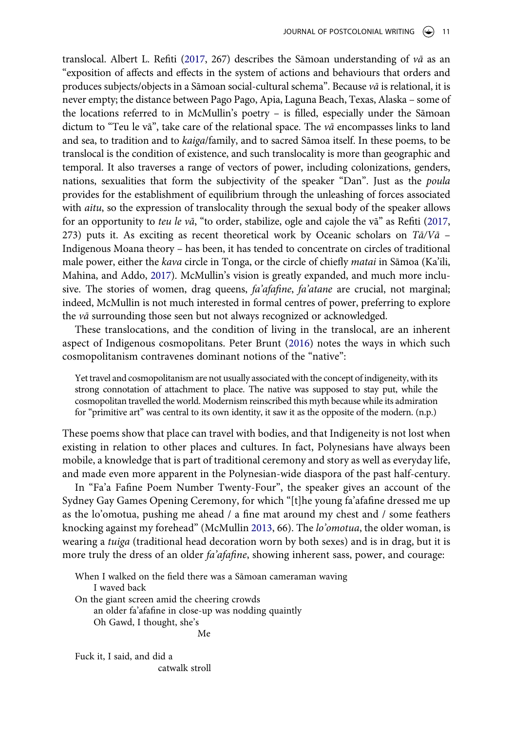translocal. Albert L. Refiti (2017, 267) describes the Sāmoan understanding of *vā* as an "exposition of affects and effects in the system of actions and behaviours that orders and produces subjects/objects in a Sāmoan social-cultural schema". Because *vā* is relational, it is never empty; the distance between Pago Pago, Apia, Laguna Beach, Texas, Alaska – some of the locations referred to in McMullin's poetry – is filled, especially under the Sāmoan dictum to "Teu le vā", take care of the relational space. The *vā* encompasses links to land and sea, to tradition and to *kaiga*/family, and to sacred Sāmoa itself. In these poems, to be translocal is the condition of existence, and such translocality is more than geographic and temporal. It also traverses a range of vectors of power, including colonizations, genders, nations, sexualities that form the subjectivity of the speaker "Dan". Just as the *poula* provides for the establishment of equilibrium through the unleashing of forces associated with *aitu*, so the expression of translocality through the sexual body of the speaker allows for an opportunity to *teu le vā*, "to order, stabilize, ogle and cajole the vā" as Refiti (2017, 273) puts it. As exciting as recent theoretical work by Oceanic scholars on *Tā*/*Vā* – Indigenous Moana theory – has been, it has tended to concentrate on circles of traditional male power, either the *kava* circle in Tonga, or the circle of chiefly *matai* in Sāmoa (Ka'ili, Mahina, and Addo, 2017). McMullin's vision is greatly expanded, and much more inclusive. The stories of women, drag queens, *fa'afafine*, *fa'atane* are crucial, not marginal; indeed, McMullin is not much interested in formal centres of power, preferring to explore the *vā* surrounding those seen but not always recognized or acknowledged.

These translocations, and the condition of living in the translocal, are an inherent aspect of Indigenous cosmopolitans. Peter Brunt (2016) notes the ways in which such cosmopolitanism contravenes dominant notions of the "native":

> Yet travel and cosmopolitanism are not usually associated with the concept of indigeneity, with its strong connotation of attachment to place. The native was supposed to stay put, while the cosmopolitan travelled the world. Modernism reinscribed this myth because while its admiration for "primitive art" was central to its own identity, it saw it as the opposite of the modern. (n.p.)

These poems show that place can travel with bodies, and that Indigeneity is not lost when existing in relation to other places and cultures. In fact, Polynesians have always been mobile, a knowledge that is part of traditional ceremony and story as well as everyday life, and made even more apparent in the Polynesian-wide diaspora of the past half-century.

In "Fa'a Fafine Poem Number Twenty-Four", the speaker gives an account of the Sydney Gay Games Opening Ceremony, for which "[t]he young fa'afafine dressed me up as the lo'omotua, pushing me ahead / a fine mat around my chest and / some feathers knocking against my forehead" (McMullin 2013, 66). The *lo'omotua*, the older woman, is wearing a *tuiga* (traditional head decoration worn by both sexes) and is in drag, but it is more truly the dress of an older *fa'afafine*, showing inherent sass, power, and courage:

> When I walked on the field there was a Sāmoan cameraman waving
> I waved back
> On the giant screen amid the cheering crowds
> an older fa'afafine in close-up was nodding quaintly
> Oh Gawd, I thought, she's
> Me
>
> Fuck it, I said, and did a
> catwalk stroll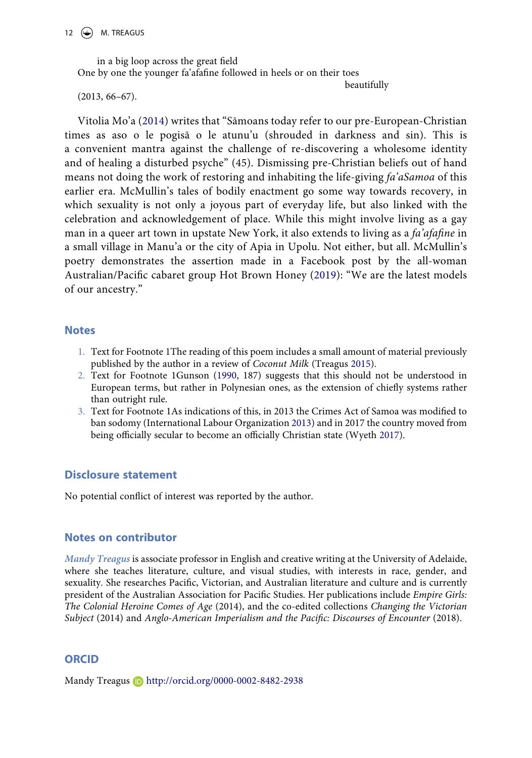in a big loop across the great field
One by one the younger fa'afafine followed in heels or on their toes
beautifully

(2013, 66–67).

Vitolia Mo'a (2014) writes that "Sāmoans today refer to our pre-European-Christian times as aso o le pogisā o le atunu'u (shrouded in darkness and sin). This is a convenient mantra against the challenge of re-discovering a wholesome identity and of healing a disturbed psyche" (45). Dismissing pre-Christian beliefs out of hand means not doing the work of restoring and inhabiting the life-giving *fa'aSamoa* of this earlier era. McMullin's tales of bodily enactment go some way towards recovery, in which sexuality is not only a joyous part of everyday life, but also linked with the celebration and acknowledgement of place. While this might involve living as a gay man in a queer art town in upstate New York, it also extends to living as a *fa'afafine* in a small village in Manu'a or the city of Apia in Upolu. Not either, but all. McMullin's poetry demonstrates the assertion made in a Facebook post by the all-woman Australian/Pacific cabaret group Hot Brown Honey (2019): "We are the latest models of our ancestry."

## Notes

1. Text for Footnote 1The reading of this poem includes a small amount of material previously published by the author in a review of *Coconut Milk* (Treagus 2015).
2. Text for Footnote 1Gunson (1990, 187) suggests that this should not be understood in European terms, but rather in Polynesian ones, as the extension of chiefly systems rather than outright rule.
3. Text for Footnote 1As indications of this, in 2013 the Crimes Act of Samoa was modified to ban sodomy (International Labour Organization 2013) and in 2017 the country moved from being officially secular to become an officially Christian state (Wyeth 2017).

## Disclosure statement

No potential conflict of interest was reported by the author.

## Notes on contributor

*Mandy Treagus* is associate professor in English and creative writing at the University of Adelaide, where she teaches literature, culture, and visual studies, with interests in race, gender, and sexuality. She researches Pacific, Victorian, and Australian literature and culture and is currently president of the Australian Association for Pacific Studies. Her publications include *Empire Girls: The Colonial Heroine Comes of Age* (2014), and the co-edited collections *Changing the Victorian Subject* (2014) and *Anglo-American Imperialism and the Pacific: Discourses of Encounter* (2018).

## ORCID

Mandy Treagus http://orcid.org/0000-0002-8482-2938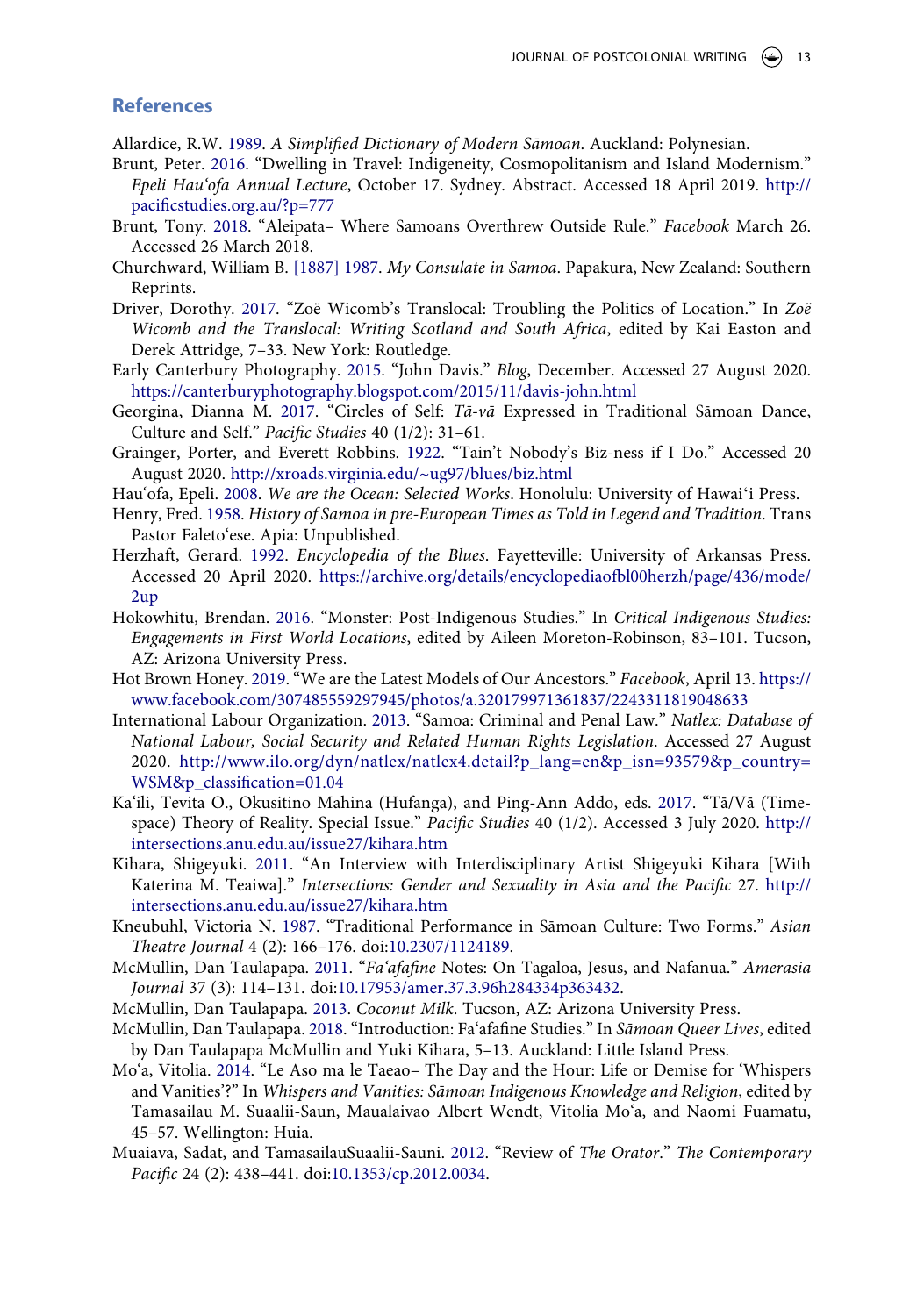## References

Allardice, R.W. 1989. *A Simplified Dictionary of Modern Sāmoan*. Auckland: Polynesian.

Brunt, Peter. 2016. "Dwelling in Travel: Indigeneity, Cosmopolitanism and Island Modernism." *Epeli Hau'ofa Annual Lecture*, October 17. Sydney. Abstract. Accessed 18 April 2019. http://pacificstudies.org.au/?p=777

Brunt, Tony. 2018. "Aleipata– Where Samoans Overthrew Outside Rule." *Facebook* March 26. Accessed 26 March 2018.

Churchward, William B. [1887] 1987. *My Consulate in Samoa*. Papakura, New Zealand: Southern Reprints.

Driver, Dorothy. 2017. "Zoë Wicomb's Translocal: Troubling the Politics of Location." In *Zoë Wicomb and the Translocal: Writing Scotland and South Africa*, edited by Kai Easton and Derek Attridge, 7–33. New York: Routledge.

Early Canterbury Photography. 2015. "John Davis." *Blog*, December. Accessed 27 August 2020. https://canterburyphotography.blogspot.com/2015/11/davis-john.html

Georgina, Dianna M. 2017. "Circles of Self: *Tā-vā* Expressed in Traditional Sāmoan Dance, Culture and Self." *Pacific Studies* 40 (1/2): 31–61.

Grainger, Porter, and Everett Robbins. 1922. "Tain't Nobody's Biz-ness if I Do." Accessed 20 August 2020. http://xroads.virginia.edu/~ug97/blues/biz.html

Hau'ofa, Epeli. 2008. *We are the Ocean: Selected Works*. Honolulu: University of Hawai'i Press.

Henry, Fred. 1958. *History of Samoa in pre-European Times as Told in Legend and Tradition*. Trans Pastor Faleto'ese. Apia: Unpublished.

Herzhaft, Gerard. 1992. *Encyclopedia of the Blues*. Fayetteville: University of Arkansas Press. Accessed 20 April 2020. https://archive.org/details/encyclopediaofbl00herzh/page/436/mode/2up

Hokowhitu, Brendan. 2016. "Monster: Post-Indigenous Studies." In *Critical Indigenous Studies: Engagements in First World Locations*, edited by Aileen Moreton-Robinson, 83–101. Tucson, AZ: Arizona University Press.

Hot Brown Honey. 2019. "We are the Latest Models of Our Ancestors." *Facebook*, April 13. https://www.facebook.com/307485559297945/photos/a.320179971361837/2243311819048633

International Labour Organization. 2013. "Samoa: Criminal and Penal Law." *Natlex: Database of National Labour, Social Security and Related Human Rights Legislation*. Accessed 27 August 2020. http://www.ilo.org/dyn/natlex/natlex4.detail?p_lang=en&p_isn=93579&p_country=WSM&p_classification=01.04

Ka'ili, Tevita O., Okusitino Mahina (Hufanga), and Ping-Ann Addo, eds. 2017. "Tā/Vā (Time-space) Theory of Reality. Special Issue." *Pacific Studies* 40 (1/2). Accessed 3 July 2020. http://intersections.anu.edu.au/issue27/kihara.htm

Kihara, Shigeyuki. 2011. "An Interview with Interdisciplinary Artist Shigeyuki Kihara [With Katerina M. Teaiwa]." *Intersections: Gender and Sexuality in Asia and the Pacific* 27. http://intersections.anu.edu.au/issue27/kihara.htm

Kneubuhl, Victoria N. 1987. "Traditional Performance in Sāmoan Culture: Two Forms." *Asian Theatre Journal* 4 (2): 166–176. doi:10.2307/1124189.

McMullin, Dan Taulapapa. 2011. "*Fa'afafine* Notes: On Tagaloa, Jesus, and Nafanua." *Amerasia Journal* 37 (3): 114–131. doi:10.17953/amer.37.3.96h284334p363432.

McMullin, Dan Taulapapa. 2013. *Coconut Milk*. Tucson, AZ: Arizona University Press.

McMullin, Dan Taulapapa. 2018. "Introduction: Fa'afafine Studies." In *Sāmoan Queer Lives*, edited by Dan Taulapapa McMullin and Yuki Kihara, 5–13. Auckland: Little Island Press.

Mo'a, Vitolia. 2014. "Le Aso ma le Taeao– The Day and the Hour: Life or Demise for 'Whispers and Vanities'?" In *Whispers and Vanities: Sāmoan Indigenous Knowledge and Religion*, edited by Tamasailau M. Suaalii-Saun, Maualaivao Albert Wendt, Vitolia Mo'a, and Naomi Fuamatu, 45–57. Wellington: Huia.

Muaiava, Sadat, and TamasailauSuaalii-Sauni. 2012. "Review of *The Orator*." *The Contemporary Pacific* 24 (2): 438–441. doi:10.1353/cp.2012.0034.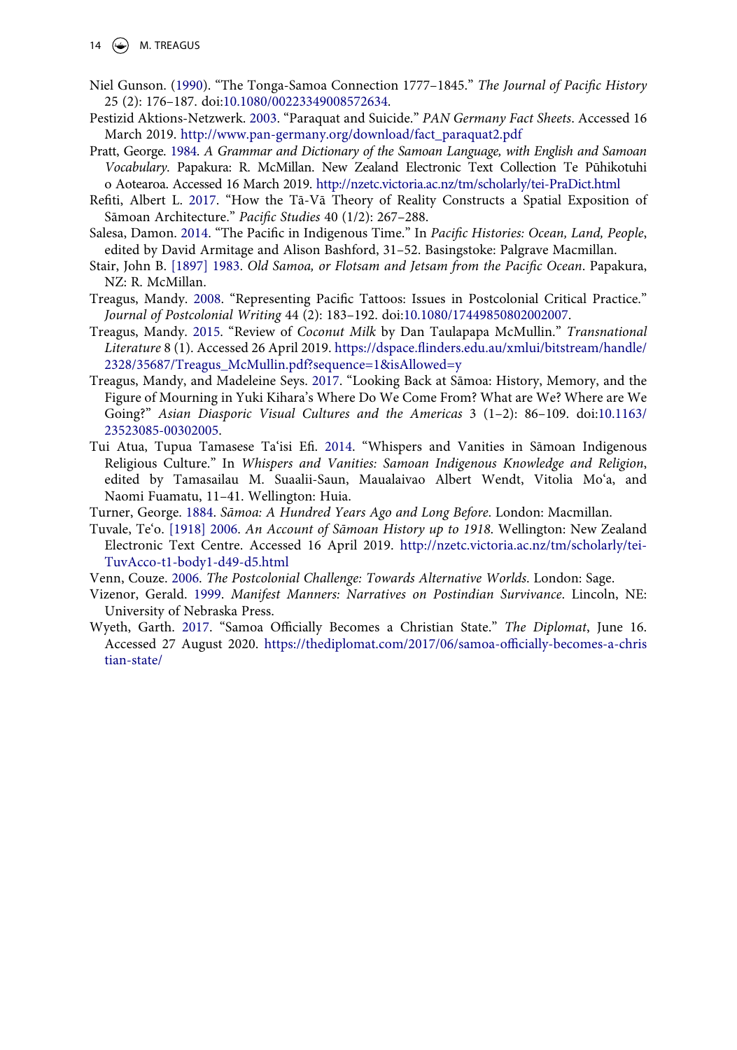Niel Gunson. (1990). "The Tonga-Samoa Connection 1777–1845." *The Journal of Pacific History* 25 (2): 176–187. doi:10.1080/00223349008572634.

Pestizid Aktions-Netzwerk. 2003. "Paraquat and Suicide." *PAN Germany Fact Sheets*. Accessed 16 March 2019. http://www.pan-germany.org/download/fact_paraquat2.pdf

Pratt, George. 1984. *A Grammar and Dictionary of the Samoan Language, with English and Samoan Vocabulary*. Papakura: R. McMillan. New Zealand Electronic Text Collection Te Pūhikotuhi o Aotearoa. Accessed 16 March 2019. http://nzetc.victoria.ac.nz/tm/scholarly/tei-PraDict.html

Refiti, Albert L. 2017. "How the Tā-Vā Theory of Reality Constructs a Spatial Exposition of Sāmoan Architecture." *Pacific Studies* 40 (1/2): 267–288.

Salesa, Damon. 2014. "The Pacific in Indigenous Time." In *Pacific Histories: Ocean, Land, People*, edited by David Armitage and Alison Bashford, 31–52. Basingstoke: Palgrave Macmillan.

Stair, John B. [1897] 1983. *Old Samoa, or Flotsam and Jetsam from the Pacific Ocean*. Papakura, NZ: R. McMillan.

Treagus, Mandy. 2008. "Representing Pacific Tattoos: Issues in Postcolonial Critical Practice." *Journal of Postcolonial Writing* 44 (2): 183–192. doi:10.1080/17449850802002007.

Treagus, Mandy. 2015. "Review of *Coconut Milk* by Dan Taulapapa McMullin." *Transnational Literature* 8 (1). Accessed 26 April 2019. https://dspace.flinders.edu.au/xmlui/bitstream/handle/2328/35687/Treagus_McMullin.pdf?sequence=1&isAllowed=y

Treagus, Mandy, and Madeleine Seys. 2017. "Looking Back at Sāmoa: History, Memory, and the Figure of Mourning in Yuki Kihara's Where Do We Come From? What are We? Where are We Going?" *Asian Diasporic Visual Cultures and the Americas* 3 (1–2): 86–109. doi:10.1163/23523085-00302005.

Tui Atua, Tupua Tamasese Ta'isi Efi. 2014. "Whispers and Vanities in Sāmoan Indigenous Religious Culture." In *Whispers and Vanities: Samoan Indigenous Knowledge and Religion*, edited by Tamasailau M. Suaalii-Saun, Maualaivao Albert Wendt, Vitolia Mo'a, and Naomi Fuamatu, 11–41. Wellington: Huia.

Turner, George. 1884. *Sāmoa: A Hundred Years Ago and Long Before*. London: Macmillan.

Tuvale, Te'o. [1918] 2006. *An Account of Sāmoan History up to 1918*. Wellington: New Zealand Electronic Text Centre. Accessed 16 April 2019. http://nzetc.victoria.ac.nz/tm/scholarly/tei-TuvAcco-t1-body1-d49-d5.html

Venn, Couze. 2006. *The Postcolonial Challenge: Towards Alternative Worlds*. London: Sage.

Vizenor, Gerald. 1999. *Manifest Manners: Narratives on Postindian Survivance*. Lincoln, NE: University of Nebraska Press.

Wyeth, Garth. 2017. "Samoa Officially Becomes a Christian State." *The Diplomat*, June 16. Accessed 27 August 2020. https://thediplomat.com/2017/06/samoa-officially-becomes-a-christian-state/